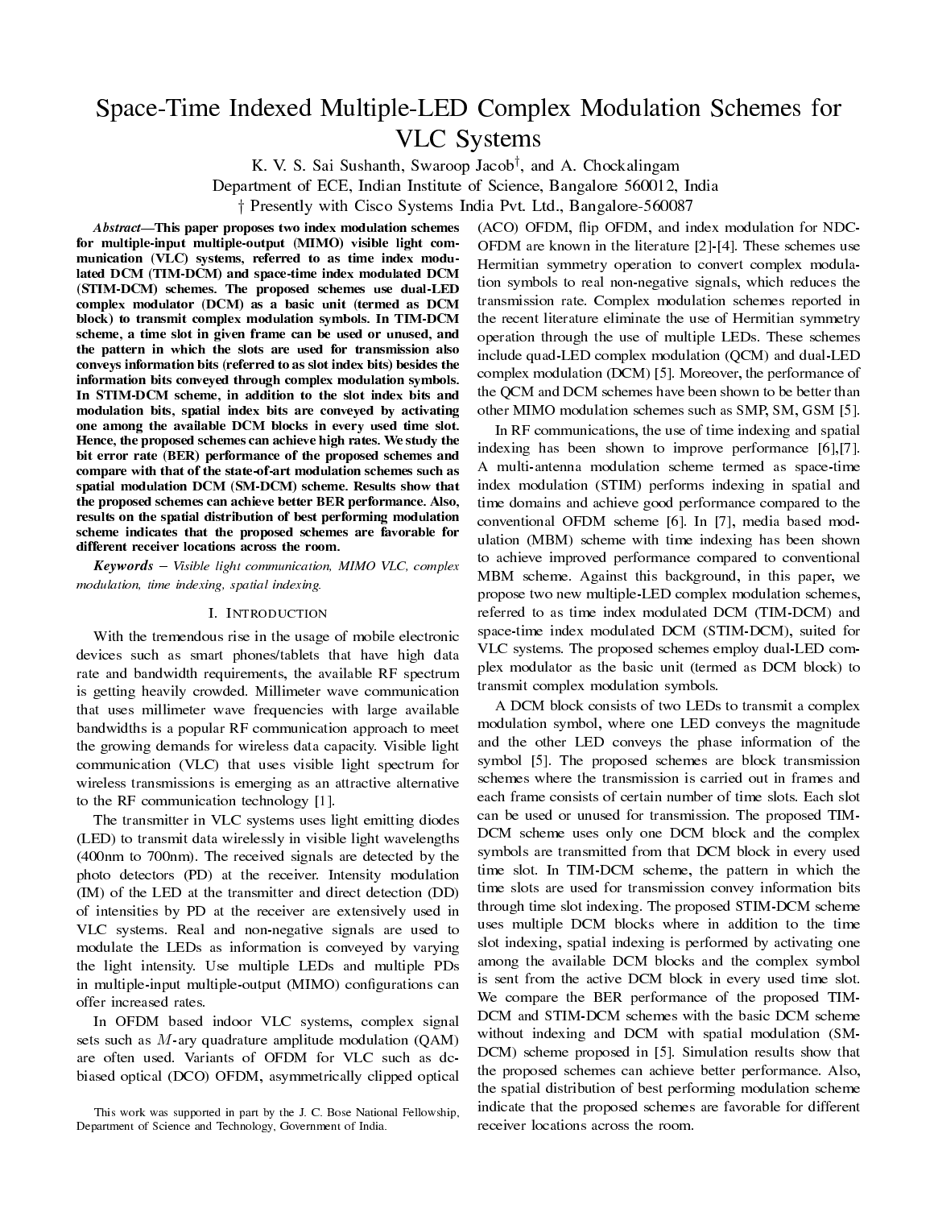# Space-Time Indexed Multiple-LED Complex Modulation Schemes for VLC Systems

K. V. S. Sai Sushanth, Swaroop Jacob†, and A. Chockalingam

Department of ECE, Indian Institute of Science, Bangalore 560012, India

† Presently with Cisco Systems India Pvt. Ltd., Bangalore-560087

***Abstract*—This paper proposes two index modulation schemes for multiple-input multiple-output (MIMO) visible light communication (VLC) systems, referred to as time index modulated DCM (TIM-DCM) and space-time index modulated DCM (STIM-DCM) schemes. The proposed schemes use dual-LED complex modulator (DCM) as a basic unit (termed as DCM block) to transmit complex modulation symbols. In TIM-DCM scheme, a time slot in given frame can be used or unused, and the pattern in which the slots are used for transmission also conveys information bits (referred to as slot index bits) besides the information bits conveyed through complex modulation symbols. In STIM-DCM scheme, in addition to the slot index bits and modulation bits, spatial index bits are conveyed by activating one among the available DCM blocks in every used time slot. Hence, the proposed schemes can achieve high rates. We study the bit error rate (BER) performance of the proposed schemes and compare with that of the state-of-art modulation schemes such as spatial modulation DCM (SM-DCM) scheme. Results show that the proposed schemes can achieve better BER performance. Also, results on the spatial distribution of best performing modulation scheme indicates that the proposed schemes are favorable for different receiver locations across the room.**

***Keywords*** – *Visible light communication, MIMO VLC, complex modulation, time indexing, spatial indexing.*

## I. Introduction

With the tremendous rise in the usage of mobile electronic devices such as smart phones/tablets that have high data rate and bandwidth requirements, the available RF spectrum is getting heavily crowded. Millimeter wave communication that uses millimeter wave frequencies with large available bandwidths is a popular RF communication approach to meet the growing demands for wireless data capacity. Visible light communication (VLC) that uses visible light spectrum for wireless transmissions is emerging as an attractive alternative to the RF communication technology [1].

The transmitter in VLC systems uses light emitting diodes (LED) to transmit data wirelessly in visible light wavelengths (400nm to 700nm). The received signals are detected by the photo detectors (PD) at the receiver. Intensity modulation (IM) of the LED at the transmitter and direct detection (DD) of intensities by PD at the receiver are extensively used in VLC systems. Real and non-negative signals are used to modulate the LEDs as information is conveyed by varying the light intensity. Use multiple LEDs and multiple PDs in multiple-input multiple-output (MIMO) configurations can offer increased rates.

In OFDM based indoor VLC systems, complex signal sets such as $M$-ary quadrature amplitude modulation (QAM) are often used. Variants of OFDM for VLC such as dc-biased optical (DCO) OFDM, asymmetrically clipped optical (ACO) OFDM, flip OFDM, and index modulation for NDC-OFDM are known in the literature [2]-[4]. These schemes use Hermitian symmetry operation to convert complex modulation symbols to real non-negative signals, which reduces the transmission rate. Complex modulation schemes reported in the recent literature eliminate the use of Hermitian symmetry operation through the use of multiple LEDs. These schemes include quad-LED complex modulation (QCM) and dual-LED complex modulation (DCM) [5]. Moreover, the performance of the QCM and DCM schemes have been shown to be better than other MIMO modulation schemes such as SMP, SM, GSM [5].

In RF communications, the use of time indexing and spatial indexing has been shown to improve performance [6],[7]. A multi-antenna modulation scheme termed as space-time index modulation (STIM) performs indexing in spatial and time domains and achieve good performance compared to the conventional OFDM scheme [6]. In [7], media based modulation (MBM) scheme with time indexing has been shown to achieve improved performance compared to conventional MBM scheme. Against this background, in this paper, we propose two new multiple-LED complex modulation schemes, referred to as time index modulated DCM (TIM-DCM) and space-time index modulated DCM (STIM-DCM), suited for VLC systems. The proposed schemes employ dual-LED complex modulator as the basic unit (termed as DCM block) to transmit complex modulation symbols.

A DCM block consists of two LEDs to transmit a complex modulation symbol, where one LED conveys the magnitude and the other LED conveys the phase information of the symbol [5]. The proposed schemes are block transmission schemes where the transmission is carried out in frames and each frame consists of certain number of time slots. Each slot can be used or unused for transmission. The proposed TIM-DCM scheme uses only one DCM block and the complex symbols are transmitted from that DCM block in every used time slot. In TIM-DCM scheme, the pattern in which the time slots are used for transmission convey information bits through time slot indexing. The proposed STIM-DCM scheme uses multiple DCM blocks where in addition to the time slot indexing, spatial indexing is performed by activating one among the available DCM blocks and the complex symbol is sent from the active DCM block in every used time slot. We compare the BER performance of the proposed TIM-DCM and STIM-DCM schemes with the basic DCM scheme without indexing and DCM with spatial modulation (SM-DCM) scheme proposed in [5]. Simulation results show that the proposed schemes can achieve better performance. Also, the spatial distribution of best performing modulation scheme indicate that the proposed schemes are favorable for different receiver locations across the room.

This work was supported in part by the J. C. Bose National Fellowship, Department of Science and Technology, Government of India.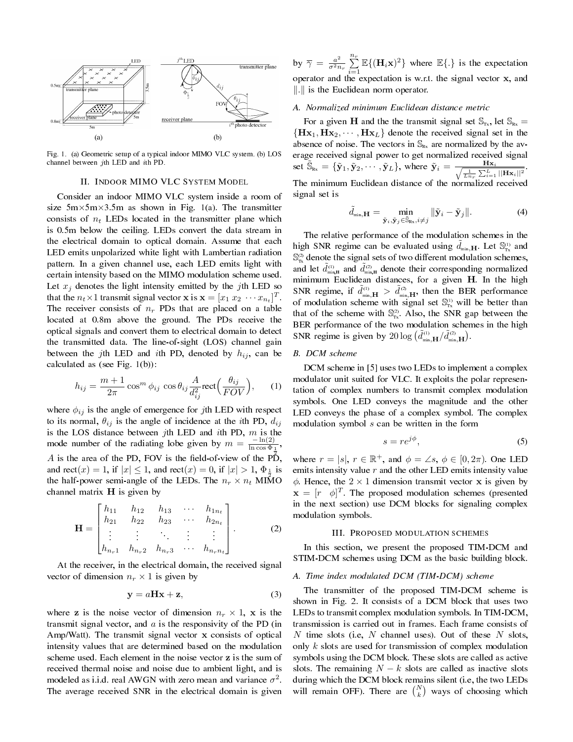Fig. 1. (a) Geometric setup of a typical indoor MIMO VLC system. (b) LOS channel between $j$th LED and $i$th PD.

## II. Indoor MIMO VLC System Model

Consider an indoor MIMO VLC system inside a room of size 5m×5m×3.5m as shown in Fig. 1(a). The transmitter consists of $n_t$ LEDs located in the transmitter plane which is 0.5m below the ceiling. LEDs convert the data stream in the electrical domain to optical domain. Assume that each LED emits unpolarized white light with Lambertian radiation pattern. In a given channel use, each LED emits light with certain intensity based on the MIMO modulation scheme used. Let $x_j$ denotes the light intensity emitted by the $j$th LED so that the $n_t \times 1$ transmit signal vector $\mathbf{x}$ is $\mathbf{x} = [x_1 \ x_2 \ \cdots x_{n_t}]^T$. The receiver consists of $n_r$ PDs that are placed on a table located at 0.8m above the ground. The PDs receive the optical signals and convert them to electrical domain to detect the transmitted data. The line-of-sight (LOS) channel gain between the $j$th LED and $i$th PD, denoted by $h_{ij}$, can be calculated as (see Fig. 1(b)):

$$h_{ij} = \frac{m+1}{2\pi} \cos^m \phi_{ij} \cos \theta_{ij} \frac{A}{d_{ij}^2} \text{rect}\Big(\frac{\theta_{ij}}{FOV}\Big), \qquad (1)$$

where $\phi_{ij}$ is the angle of emergence for $j$th LED with respect to its normal, $\theta_{ij}$ is the angle of incidence at the $i$th PD, $d_{ij}$ is the LOS distance between $j$th LED and $i$th PD, $m$ is the mode number of the radiating lobe given by $m = \frac{-\ln(2)}{\ln \cos \Phi_{\frac{1}{2}}}$, $A$ is the area of the PD, FOV is the field-of-view of the PD, and $\text{rect}(x) = 1$, if $|x| \leq 1$, and $\text{rect}(x) = 0$, if $|x| > 1$, $\Phi_{\frac{1}{2}}$ is the half-power semi-angle of the LEDs. The $n_r \times n_t$ MIMO channel matrix $\mathbf{H}$ is given by

$$\mathbf{H} = \begin{bmatrix} h_{11} & h_{12} & h_{13} & \cdots & h_{1n_t} \\ h_{21} & h_{22} & h_{23} & \cdots & h_{2n_t} \\ \vdots & \vdots & \ddots & \vdots & \vdots \\ h_{n_r1} & h_{n_r2} & h_{n_r3} & \cdots & h_{n_rn_t} \end{bmatrix}. \qquad (2)$$

At the receiver, in the electrical domain, the received signal vector of dimension $n_r \times 1$ is given by

$$\mathbf{y} = a\mathbf{H}\mathbf{x} + \mathbf{z}, \qquad (3)$$

where $\mathbf{z}$ is the noise vector of dimension $n_r \times 1$, $\mathbf{x}$ is the transmit signal vector, and $a$ is the responsivity of the PD (in Amp/Watt). The transmit signal vector $\mathbf{x}$ consists of optical intensity values that are determined based on the modulation scheme used. Each element in the noise vector $\mathbf{z}$ is the sum of received thermal noise and noise due to ambient light, and is modeled as i.i.d. real AWGN with zero mean and variance $\sigma^2$. The average received SNR in the electrical domain is given by $\overline{\gamma} = \frac{a^2}{\sigma^2 n_r} \sum_{i=1}^{n_r} \mathbb{E}\{(\mathbf{H}_i\mathbf{x})^2\}$ where $\mathbb{E}\{.\}$ is the expectation operator and the expectation is w.r.t. the signal vector $\mathbf{x}$, and $\|.\|$ is the Euclidean norm operator.

### A. Normalized minimum Euclidean distance metric

For a given $\mathbf{H}$ and the the transmit signal set $\mathbb{S}_{\text{Tx}}$, let $\mathbb{S}_{\text{Rx}} = \{\mathbf{H}\mathbf{x}_1, \mathbf{H}\mathbf{x}_2, \cdots, \mathbf{H}\mathbf{x}_L\}$ denote the received signal set in the absence of noise. The vectors in $\mathbb{S}_{\text{Rx}}$ are normalized by the average received signal power to get normalized received signal set $\tilde{\mathbb{S}}_{\text{Rx}} = \{\tilde{\mathbf{y}}_1, \tilde{\mathbf{y}}_2, \cdots, \tilde{\mathbf{y}}_L\}$, where $\tilde{\mathbf{y}}_i = \frac{\mathbf{H}\mathbf{x}_i}{\sqrt{\frac{1}{Ln_r}\sum_{i=1}^{L}||\mathbf{H}\mathbf{x}_i||^2}}$. The minimum Euclidean distance of the normalized received signal set is

$$\tilde{d}_{\text{min},\mathbf{H}} = \min_{\tilde{\mathbf{y}}_i, \tilde{\mathbf{y}}_j \in \tilde{\mathbb{S}}_{\text{Rx}}, i \neq j} \|\tilde{\mathbf{y}}_i - \tilde{\mathbf{y}}_j\|. \qquad (4)$$

The relative performance of the modulation schemes in the high SNR regime can be evaluated using $\tilde{d}_{\text{min},\mathbf{H}}$. Let $\mathbb{S}_{\text{Tx}}^{(1)}$ and $\mathbb{S}_{\text{Tx}}^{(2)}$ denote the signal sets of two different modulation schemes, and let $\tilde{d}_{\text{min},\mathbf{H}}^{(1)}$ and $\tilde{d}_{\text{min},\mathbf{H}}^{(2)}$ denote their corresponding normalized minimum Euclidean distances, for a given $\mathbf{H}$. In the high SNR regime, if $\tilde{d}_{\text{min},\mathbf{H}}^{(1)} > \tilde{d}_{\text{min},\mathbf{H}}^{(2)}$, then the BER performance of modulation scheme with signal set $\mathbb{S}_{\text{Tx}}^{(1)}$ will be better than that of the scheme with $\mathbb{S}_{\text{Tx}}^{(2)}$. Also, the SNR gap between the BER performance of the two modulation schemes in the high SNR regime is given by $20 \log \big(\tilde{d}_{\text{min},\mathbf{H}}^{(1)} / \tilde{d}_{\text{min},\mathbf{H}}^{(2)}\big)$.

### B. DCM scheme

DCM scheme in [5] uses two LEDs to implement a complex modulator unit suited for VLC. It exploits the polar representation of complex numbers to transmit complex modulation symbols. One LED conveys the magnitude and the other LED conveys the phase of a complex symbol. The complex modulation symbol $s$ can be written in the form

$$s = re^{j\phi}, \qquad (5)$$

where $r = |s|$, $r \in \mathbb{R}^+$, and $\phi = \angle s$, $\phi \in [0, 2\pi)$. One LED emits intensity value $r$ and the other LED emits intensity value $\phi$. Hence, the $2 \times 1$ dimension transmit vector $\mathbf{x}$ is given by $\mathbf{x} = [r \quad \phi]^T$. The proposed modulation schemes (presented in the next section) use DCM blocks for signaling complex modulation symbols.

## III. Proposed modulation schemes

In this section, we present the proposed TIM-DCM and STIM-DCM schemes using DCM as the basic building block.

### A. Time index modulated DCM (TIM-DCM) scheme

The transmitter of the proposed TIM-DCM scheme is shown in Fig. 2. It consists of a DCM block that uses two LEDs to transmit complex modulation symbols. In TIM-DCM, transmission is carried out in frames. Each frame consists of $N$ time slots (i.e, $N$ channel uses). Out of these $N$ slots, only $k$ slots are used for transmission of complex modulation symbols using the DCM block. These slots are called as active slots. The remaining $N-k$ slots are called as inactive slots during which the DCM block remains silent (i.e, the two LEDs will remain OFF). There are $\binom{N}{k}$ ways of choosing which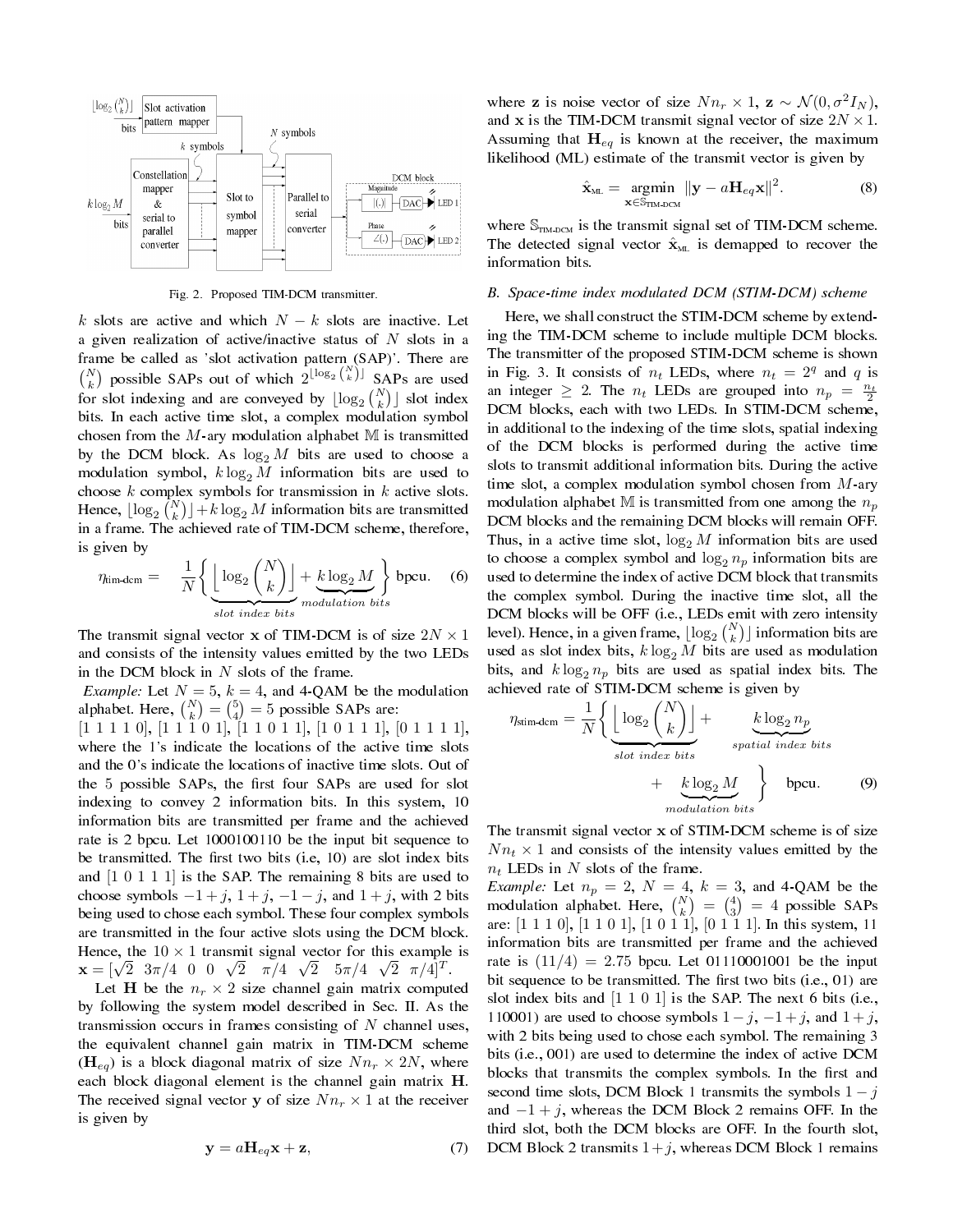Fig. 2. Proposed TIM-DCM transmitter.

$k$ slots are active and which $N-k$ slots are inactive. Let a given realization of active/inactive status of $N$ slots in a frame be called as 'slot activation pattern (SAP)'. There are $\binom{N}{k}$ possible SAPs out of which $2^{\lfloor \log_2 \binom{N}{k} \rfloor}$ SAPs are used for slot indexing and are conveyed by $\lfloor \log_2 \binom{N}{k} \rfloor$ slot index bits. In each active time slot, a complex modulation symbol chosen from the $M$-ary modulation alphabet $\mathbb{M}$ is transmitted by the DCM block. As $\log_2 M$ bits are used to choose a modulation symbol, $k \log_2 M$ information bits are used to choose $k$ complex symbols for transmission in $k$ active slots. Hence, $\lfloor \log_2 \binom{N}{k} \rfloor + k \log_2 M$ information bits are transmitted in a frame. The achieved rate of TIM-DCM scheme, therefore, is given by

$$\eta_{\text{tim-dcm}} = \frac{1}{N}\Big\{ \underbrace{\Big\lfloor \log_2 \binom{N}{k} \Big\rfloor}_{\textit{slot index bits}} + \underbrace{k \log_2 M}_{\textit{modulation bits}} \Big\} \text{ bpcu.} \quad (6)$$

The transmit signal vector $\mathbf{x}$ of TIM-DCM is of size $2N \times 1$ and consists of the intensity values emitted by the two LEDs in the DCM block in $N$ slots of the frame.

*Example:* Let $N = 5$, $k = 4$, and 4-QAM be the modulation alphabet. Here, $\binom{N}{k} = \binom{5}{4} = 5$ possible SAPs are: [1 1 1 1 0], [1 1 1 0 1], [1 1 0 1 1], [1 0 1 1 1], [0 1 1 1 1], where the 1's indicate the locations of the active time slots and the 0's indicate the locations of inactive time slots. Out of the 5 possible SAPs, the first four SAPs are used for slot indexing to convey 2 information bits. In this system, 10 information bits are transmitted per frame and the achieved rate is 2 bpcu. Let 1000100110 be the input bit sequence to be transmitted. The first two bits (i.e, 10) are slot index bits and [1 0 1 1 1] is the SAP. The remaining 8 bits are used to choose symbols $-1+j$, $1+j$, $-1-j$, and $1+j$, with 2 bits being used to chose each symbol. These four complex symbols are transmitted in the four active slots using the DCM block. Hence, the $10 \times 1$ transmit signal vector for this example is $\mathbf{x} = [\sqrt{2} \;\; 3\pi/4 \;\; 0 \;\; 0 \;\; \sqrt{2} \;\; \pi/4 \;\; \sqrt{2} \;\; 5\pi/4 \;\; \sqrt{2} \;\; \pi/4]^T$.

Let $\mathbf{H}$ be the $n_r \times 2$ size channel gain matrix computed by following the system model described in Sec. II. As the transmission occurs in frames consisting of $N$ channel uses, the equivalent channel gain matrix in TIM-DCM scheme ($\mathbf{H}_{eq}$) is a block diagonal matrix of size $Nn_r \times 2N$, where each block diagonal element is the channel gain matrix $\mathbf{H}$. The received signal vector $\mathbf{y}$ of size $Nn_r \times 1$ at the receiver is given by

$$\mathbf{y} = a\mathbf{H}_{eq}\mathbf{x} + \mathbf{z}, \quad (7)$$

where $\mathbf{z}$ is noise vector of size $Nn_r \times 1$, $\mathbf{z} \sim \mathcal{N}(0, \sigma^2 I_N)$, and $\mathbf{x}$ is the TIM-DCM transmit signal vector of size $2N \times 1$. Assuming that $\mathbf{H}_{eq}$ is known at the receiver, the maximum likelihood (ML) estimate of the transmit vector is given by

$$\hat{\mathbf{x}}_{\text{ML}} = \underset{\mathbf{x} \in \mathbb{S}_{\text{TIM-DCM}}}{\operatorname{argmin}} \; \|\mathbf{y} - a\mathbf{H}_{eq}\mathbf{x}\|^2. \quad (8)$$

where $\mathbb{S}_{\text{TIM-DCM}}$ is the transmit signal set of TIM-DCM scheme. The detected signal vector $\hat{\mathbf{x}}_{\text{ML}}$ is demapped to recover the information bits.

### B. Space-time index modulated DCM (STIM-DCM) scheme

Here, we shall construct the STIM-DCM scheme by extending the TIM-DCM scheme to include multiple DCM blocks. The transmitter of the proposed STIM-DCM scheme is shown in Fig. 3. It consists of $n_t$ LEDs, where $n_t = 2^q$ and $q$ is an integer $\geq 2$. The $n_t$ LEDs are grouped into $n_p = \frac{n_t}{2}$ DCM blocks, each with two LEDs. In STIM-DCM scheme, in additional to the indexing of the time slots, spatial indexing of the DCM blocks is performed during the active time slots to transmit additional information bits. During the active time slot, a complex modulation symbol chosen from $M$-ary modulation alphabet $\mathbb{M}$ is transmitted from one among the $n_p$ DCM blocks and the remaining DCM blocks will remain OFF. Thus, in a active time slot, $\log_2 M$ information bits are used to choose a complex symbol and $\log_2 n_p$ information bits are used to determine the index of active DCM block that transmits the complex symbol. During the inactive time slot, all the DCM blocks will be OFF (i.e., LEDs emit with zero intensity level). Hence, in a given frame, $\lfloor \log_2 \binom{N}{k} \rfloor$ information bits are used as slot index bits, $k \log_2 M$ bits are used as modulation bits, and $k \log_2 n_p$ bits are used as spatial index bits. The achieved rate of STIM-DCM scheme is given by

$$\eta_{\text{stim-dcm}} = \frac{1}{N}\Big\{ \underbrace{\Big\lfloor \log_2 \binom{N}{k} \Big\rfloor}_{\textit{slot index bits}} + \underbrace{k \log_2 n_p}_{\textit{spatial index bits}} + \underbrace{k \log_2 M}_{\textit{modulation bits}} \Big\} \text{ bpcu.} \quad (9)$$

The transmit signal vector $\mathbf{x}$ of STIM-DCM scheme is of size $Nn_t \times 1$ and consists of the intensity values emitted by the $n_t$ LEDs in $N$ slots of the frame.

*Example:* Let $n_p = 2$, $N = 4$, $k = 3$, and 4-QAM be the modulation alphabet. Here, $\binom{N}{k} = \binom{4}{3} = 4$ possible SAPs are: [1 1 1 0], [1 1 0 1], [1 0 1 1], [0 1 1 1]. In this system, 11 information bits are transmitted per frame and the achieved rate is $(11/4) = 2.75$ bpcu. Let 01110001001 be the input bit sequence to be transmitted. The first two bits (i.e., 01) are slot index bits and [1 1 0 1] is the SAP. The next 6 bits (i.e., 110001) are used to choose symbols $1-j$, $-1+j$, and $1+j$, with 2 bits being used to chose each symbol. The remaining 3 bits (i.e., 001) are used to determine the index of active DCM blocks that transmits the complex symbols. In the first and second time slots, DCM Block 1 transmits the symbols $1-j$ and $-1+j$, whereas the DCM Block 2 remains OFF. In the third slot, both the DCM blocks are OFF. In the fourth slot, DCM Block 2 transmits $1+j$, whereas DCM Block 1 remains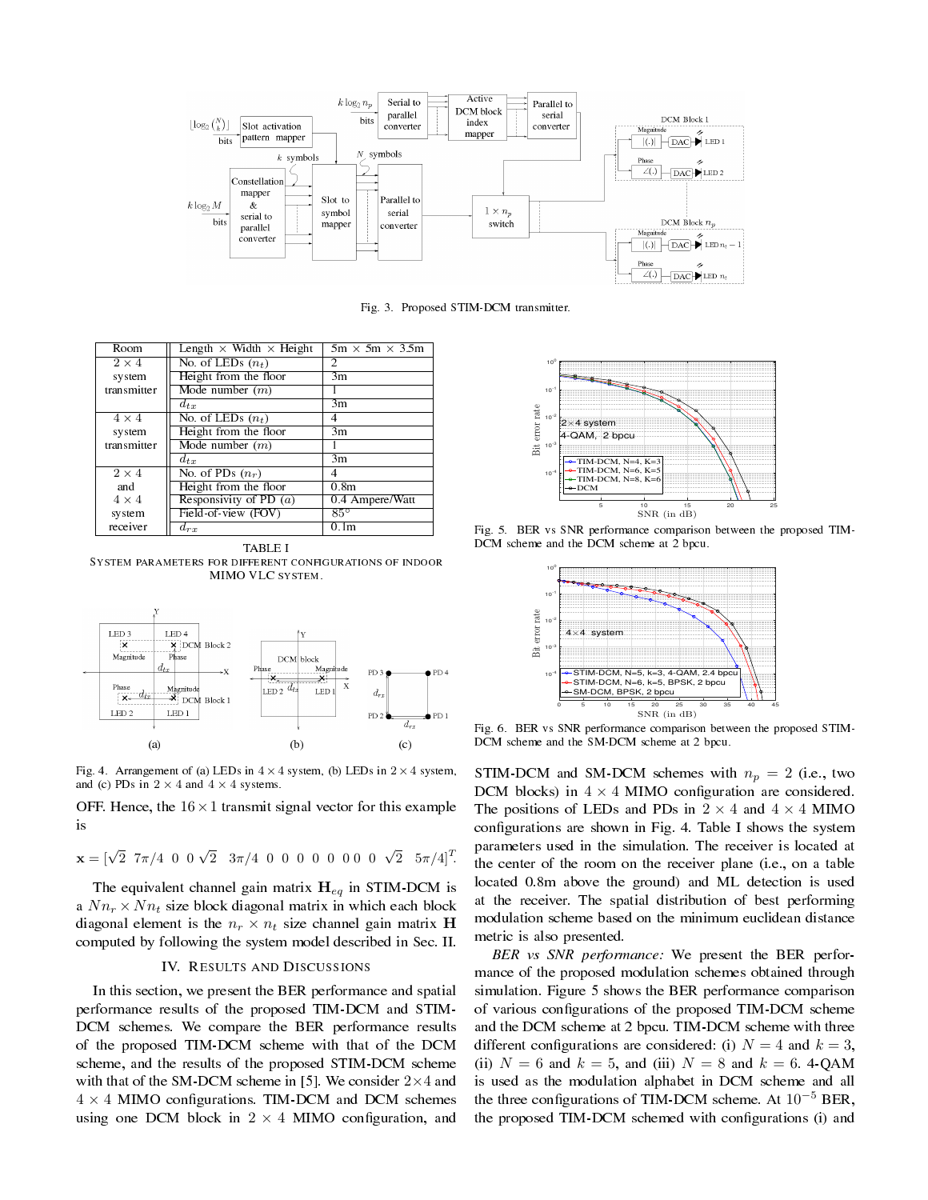Fig. 3. Proposed STIM-DCM transmitter.

| Room | Length × Width × Height | 5m × 5m × 3.5m |
|---|---|---|
| 2 × 4 system transmitter | No. of LEDs ($n_t$) | 2 |
| | Height from the floor | 3m |
| | Mode number ($m$) | 1 |
| | $d_{tx}$ | 3m |
| 4 × 4 system transmitter | No. of LEDs ($n_t$) | 4 |
| | Height from the floor | 3m |
| | Mode number ($m$) | 1 |
| | $d_{tx}$ | 3m |
| 2 × 4 and 4 × 4 system receiver | No. of PDs ($n_r$) | 4 |
| | Height from the floor | 0.8m |
| | Responsivity of PD ($a$) | 0.4 Ampere/Watt |
| | Field-of-view (FOV) | 85° |
| | $d_{rx}$ | 0.1m |

TABLE I
SYSTEM PARAMETERS FOR DIFFERENT CONFIGURATIONS OF INDOOR MIMO VLC SYSTEM.

Fig. 4. Arrangement of (a) LEDs in $4 \times 4$ system, (b) LEDs in $2 \times 4$ system, and (c) PDs in $2 \times 4$ and $4 \times 4$ systems.

OFF. Hence, the $16 \times 1$ transmit signal vector for this example is

$$\mathbf{x} = [\sqrt{2} \ \ 7\pi/4 \ \ 0 \ \ 0 \ \sqrt{2} \ \ 3\pi/4 \ \ 0 \ \ 0 \ \ 0 \ \ 0 \ \ 0 \ \ 0 \ \ 0 \ \ 0 \ \sqrt{2} \ \ 5\pi/4]^T.$$

The equivalent channel gain matrix $\mathbf{H}_{eq}$ in STIM-DCM is a $Nn_r \times Nn_t$ size block diagonal matrix in which each block diagonal element is the $n_r \times n_t$ size channel gain matrix $\mathbf{H}$ computed by following the system model described in Sec. II.

## IV. RESULTS AND DISCUSSIONS

In this section, we present the BER performance and spatial performance results of the proposed TIM-DCM and STIM-DCM schemes. We compare the BER performance results of the proposed TIM-DCM scheme with that of the DCM scheme, and the results of the proposed STIM-DCM scheme with that of the SM-DCM scheme in [5]. We consider $2\times4$ and $4 \times 4$ MIMO configurations. TIM-DCM and DCM schemes using one DCM block in $2 \times 4$ MIMO configuration, and

Fig. 5. BER vs SNR performance comparison between the proposed TIM-DCM scheme and the DCM scheme at 2 bpcu.

Fig. 6. BER vs SNR performance comparison between the proposed STIM-DCM scheme and the SM-DCM scheme at 2 bpcu.

STIM-DCM and SM-DCM schemes with $n_p = 2$ (i.e., two DCM blocks) in $4 \times 4$ MIMO configuration are considered. The positions of LEDs and PDs in $2 \times 4$ and $4 \times 4$ MIMO configurations are shown in Fig. 4. Table I shows the system parameters used in the simulation. The receiver is located at the center of the room on the receiver plane (i.e., on a table located 0.8m above the ground) and ML detection is used at the receiver. The spatial distribution of best performing modulation scheme based on the minimum euclidean distance metric is also presented.

*BER vs SNR performance:* We present the BER performance of the proposed modulation schemes obtained through simulation. Figure 5 shows the BER performance comparison of various configurations of the proposed TIM-DCM scheme and the DCM scheme at 2 bpcu. TIM-DCM scheme with three different configurations are considered: (i) $N = 4$ and $k = 3$, (ii) $N = 6$ and $k = 5$, and (iii) $N = 8$ and $k = 6$. 4-QAM is used as the modulation alphabet in DCM scheme and all the three configurations of TIM-DCM scheme. At $10^{-5}$ BER, the proposed TIM-DCM schemed with configurations (i) and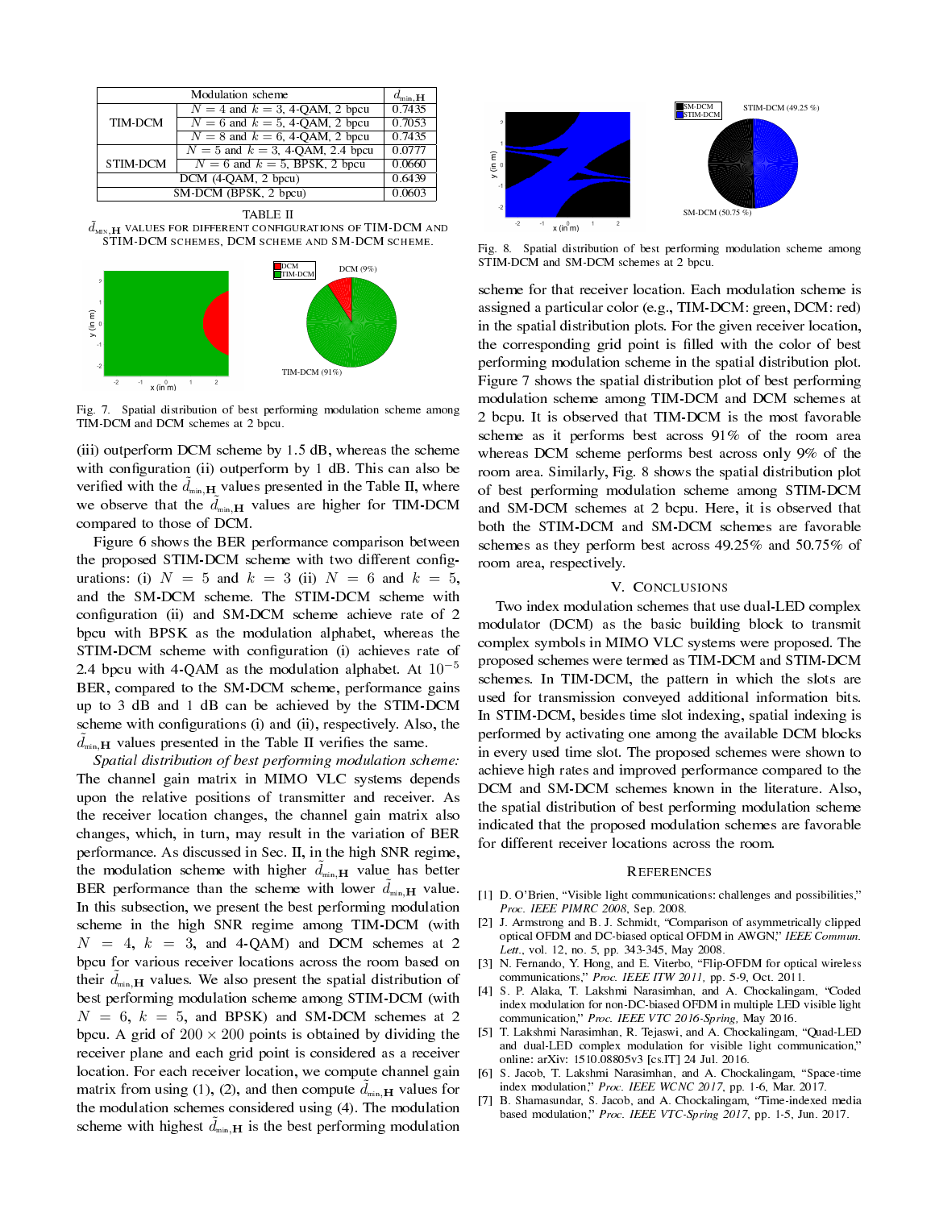| Modulation scheme | | $\tilde{d}_{\min,\mathbf{H}}$ |
|---|---|---|
| TIM-DCM | $N = 4$ and $k = 3$, 4-QAM, 2 bpcu | 0.7435 |
| | $N = 6$ and $k = 5$, 4-QAM, 2 bpcu | 0.7053 |
| | $N = 8$ and $k = 6$, 4-QAM, 2 bpcu | 0.7435 |
| STIM-DCM | $N = 5$ and $k = 3$, 4-QAM, 2.4 bpcu | 0.0777 |
| | $N = 6$ and $k = 5$, BPSK, 2 bpcu | 0.0660 |
| DCM (4-QAM, 2 bpcu) | | 0.6439 |
| SM-DCM (BPSK, 2 bpcu) | | 0.0603 |

TABLE II
$\tilde{d}_{\min,\mathbf{H}}$ VALUES FOR DIFFERENT CONFIGURATIONS OF TIM-DCM AND STIM-DCM SCHEMES, DCM SCHEME AND SM-DCM SCHEME.

DCM
TIM-DCM
DCM (9%)
TIM-DCM (91%)
y (in m)
x (in m)

Fig. 7. Spatial distribution of best performing modulation scheme among TIM-DCM and DCM schemes at 2 bpcu.

(iii) outperform DCM scheme by 1.5 dB, whereas the scheme with configuration (ii) outperform by 1 dB. This can also be verified with the $\tilde{d}_{\min,\mathbf{H}}$ values presented in the Table II, where we observe that the $\tilde{d}_{\min,\mathbf{H}}$ values are higher for TIM-DCM compared to those of DCM.

Figure 6 shows the BER performance comparison between the proposed STIM-DCM scheme with two different configurations: (i) $N = 5$ and $k = 3$ (ii) $N = 6$ and $k = 5$, and the SM-DCM scheme. The STIM-DCM scheme with configuration (ii) and SM-DCM scheme achieve rate of 2 bpcu with BPSK as the modulation alphabet, whereas the STIM-DCM scheme with configuration (i) achieves rate of 2.4 bpcu with 4-QAM as the modulation alphabet. At $10^{-5}$ BER, compared to the SM-DCM scheme, performance gains up to 3 dB and 1 dB can be achieved by the STIM-DCM scheme with configurations (i) and (ii), respectively. Also, the $\tilde{d}_{\min,\mathbf{H}}$ values presented in the Table II verifies the same.

*Spatial distribution of best performing modulation scheme:* The channel gain matrix in MIMO VLC systems depends upon the relative positions of transmitter and receiver. As the receiver location changes, the channel gain matrix also changes, which, in turn, may result in the variation of BER performance. As discussed in Sec. II, in the high SNR regime, the modulation scheme with higher $\tilde{d}_{\min,\mathbf{H}}$ value has better BER performance than the scheme with lower $\tilde{d}_{\min,\mathbf{H}}$ value. In this subsection, we present the best performing modulation scheme in the high SNR regime among TIM-DCM (with $N = 4$, $k = 3$, and 4-QAM) and DCM schemes at 2 bpcu for various receiver locations across the room based on their $\tilde{d}_{\min,\mathbf{H}}$ values. We also present the spatial distribution of best performing modulation scheme among STIM-DCM (with $N = 6$, $k = 5$, and BPSK) and SM-DCM schemes at 2 bpcu. A grid of $200 \times 200$ points is obtained by dividing the receiver plane and each grid point is considered as a receiver location. For each receiver location, we compute channel gain matrix from using (1), (2), and then compute $\tilde{d}_{\min,\mathbf{H}}$ values for the modulation schemes considered using (4). The modulation scheme with highest $\tilde{d}_{\min,\mathbf{H}}$ is the best performing modulation

SM-DCM
STIM-DCM
STIM-DCM (49.25 %)
SM-DCM (50.75 %)
y (in m)
x (in m)

Fig. 8. Spatial distribution of best performing modulation scheme among STIM-DCM and SM-DCM schemes at 2 bpcu.

scheme for that receiver location. Each modulation scheme is assigned a particular color (e.g., TIM-DCM: green, DCM: red) in the spatial distribution plots. For the given receiver location, the corresponding grid point is filled with the color of best performing modulation scheme in the spatial distribution plot. Figure 7 shows the spatial distribution plot of best performing modulation scheme among TIM-DCM and DCM schemes at 2 bcpu. It is observed that TIM-DCM is the most favorable scheme as it performs best across 91% of the room area whereas DCM scheme performs best across only 9% of the room area. Similarly, Fig. 8 shows the spatial distribution plot of best performing modulation scheme among STIM-DCM and SM-DCM schemes at 2 bcpu. Here, it is observed that both the STIM-DCM and SM-DCM schemes are favorable schemes as they perform best across 49.25% and 50.75% of room area, respectively.

## V. Conclusions

Two index modulation schemes that use dual-LED complex modulator (DCM) as the basic building block to transmit complex symbols in MIMO VLC systems were proposed. The proposed schemes were termed as TIM-DCM and STIM-DCM schemes. In TIM-DCM, the pattern in which the slots are used for transmission conveyed additional information bits. In STIM-DCM, besides time slot indexing, spatial indexing is performed by activating one among the available DCM blocks in every used time slot. The proposed schemes were shown to achieve high rates and improved performance compared to the DCM and SM-DCM schemes known in the literature. Also, the spatial distribution of best performing modulation scheme indicated that the proposed modulation schemes are favorable for different receiver locations across the room.

## References

[1] D. O'Brien, "Visible light communications: challenges and possibilities," *Proc. IEEE PIMRC 2008*, Sep. 2008.

[2] J. Armstrong and B. J. Schmidt, "Comparison of asymmetrically clipped optical OFDM and DC-biased optical OFDM in AWGN," *IEEE Commun. Lett.*, vol. 12, no. 5, pp. 343-345, May 2008.

[3] N. Fernando, Y. Hong, and E. Viterbo, "Flip-OFDM for optical wireless communications," *Proc. IEEE ITW 2011*, pp. 5-9, Oct. 2011.

[4] S. P. Alaka, T. Lakshmi Narasimhan, and A. Chockalingam, "Coded index modulation for non-DC-biased OFDM in multiple LED visible light communication," *Proc. IEEE VTC 2016-Spring*, May 2016.

[5] T. Lakshmi Narasimhan, R. Tejaswi, and A. Chockalingam, "Quad-LED and dual-LED complex modulation for visible light communication," online: arXiv: 1510.08805v3 [cs.IT] 24 Jul. 2016.

[6] S. Jacob, T. Lakshmi Narasimhan, and A. Chockalingam, "Space-time index modulation," *Proc. IEEE WCNC 2017*, pp. 1-6, Mar. 2017.

[7] B. Shamasundar, S. Jacob, and A. Chockalingam, "Time-indexed media based modulation," *Proc. IEEE VTC-Spring 2017*, pp. 1-5, Jun. 2017.